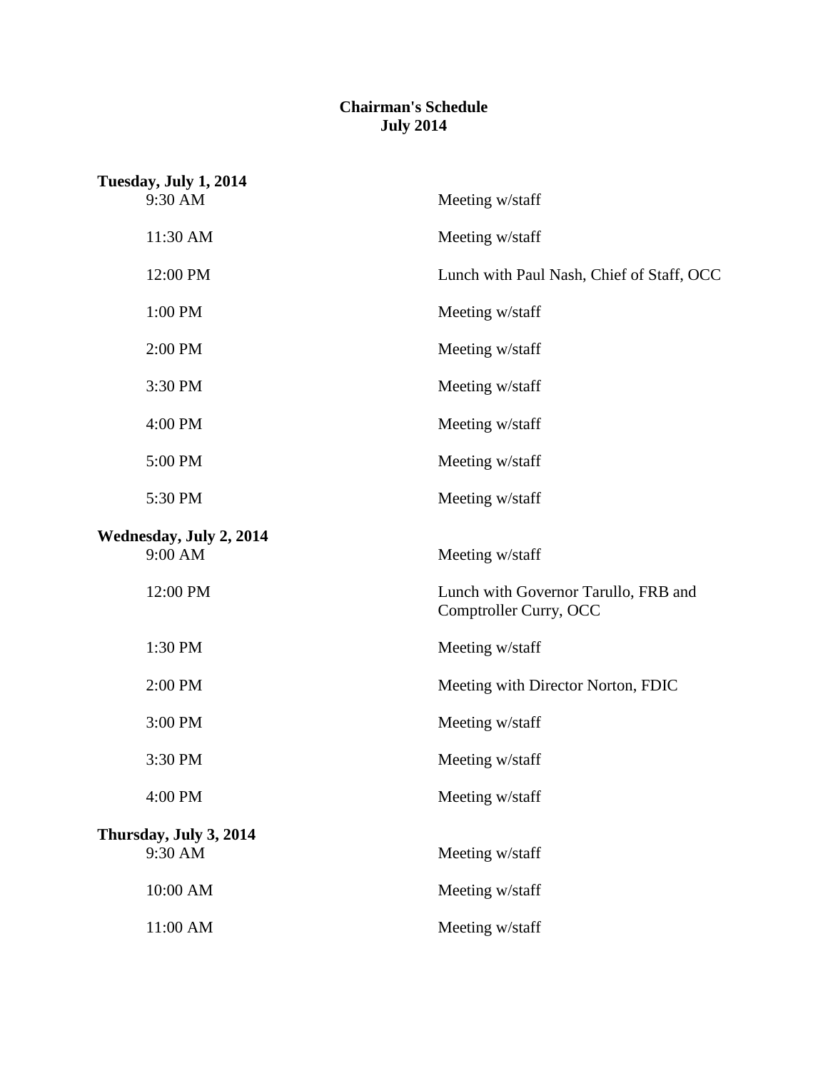# Chairman's Schedule
## July 2014

**Tuesday, July 1, 2014**

| | |
|---|---|
| 9:30 AM | Meeting w/staff |
| 11:30 AM | Meeting w/staff |
| 12:00 PM | Lunch with Paul Nash, Chief of Staff, OCC |
| 1:00 PM | Meeting w/staff |
| 2:00 PM | Meeting w/staff |
| 3:30 PM | Meeting w/staff |
| 4:00 PM | Meeting w/staff |
| 5:00 PM | Meeting w/staff |
| 5:30 PM | Meeting w/staff |

**Wednesday, July 2, 2014**

| | |
|---|---|
| 9:00 AM | Meeting w/staff |
| 12:00 PM | Lunch with Governor Tarullo, FRB and Comptroller Curry, OCC |
| 1:30 PM | Meeting w/staff |
| 2:00 PM | Meeting with Director Norton, FDIC |
| 3:00 PM | Meeting w/staff |
| 3:30 PM | Meeting w/staff |
| 4:00 PM | Meeting w/staff |

**Thursday, July 3, 2014**

| | |
|---|---|
| 9:30 AM | Meeting w/staff |
| 10:00 AM | Meeting w/staff |
| 11:00 AM | Meeting w/staff |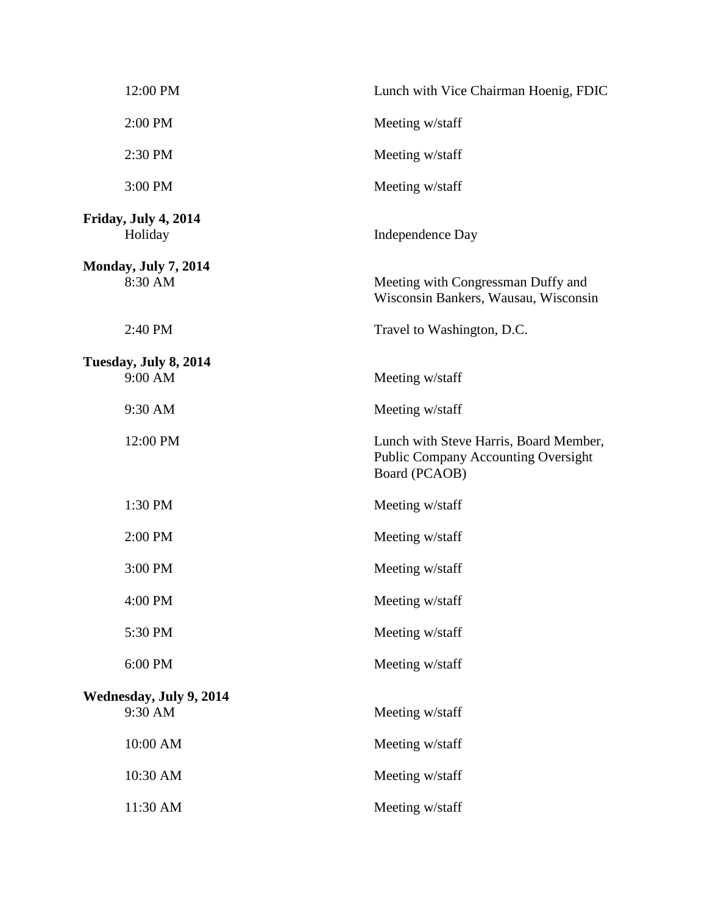| | |
|---|---|
| 12:00 PM | Lunch with Vice Chairman Hoenig, FDIC |
| 2:00 PM | Meeting w/staff |
| 2:30 PM | Meeting w/staff |
| 3:00 PM | Meeting w/staff |

**Friday, July 4, 2014**

| | |
|---|---|
| Holiday | Independence Day |

**Monday, July 7, 2014**

| | |
|---|---|
| 8:30 AM | Meeting with Congressman Duffy and Wisconsin Bankers, Wausau, Wisconsin |
| 2:40 PM | Travel to Washington, D.C. |

**Tuesday, July 8, 2014**

| | |
|---|---|
| 9:00 AM | Meeting w/staff |
| 9:30 AM | Meeting w/staff |
| 12:00 PM | Lunch with Steve Harris, Board Member, Public Company Accounting Oversight Board (PCAOB) |
| 1:30 PM | Meeting w/staff |
| 2:00 PM | Meeting w/staff |
| 3:00 PM | Meeting w/staff |
| 4:00 PM | Meeting w/staff |
| 5:30 PM | Meeting w/staff |
| 6:00 PM | Meeting w/staff |

**Wednesday, July 9, 2014**

| | |
|---|---|
| 9:30 AM | Meeting w/staff |
| 10:00 AM | Meeting w/staff |
| 10:30 AM | Meeting w/staff |
| 11:30 AM | Meeting w/staff |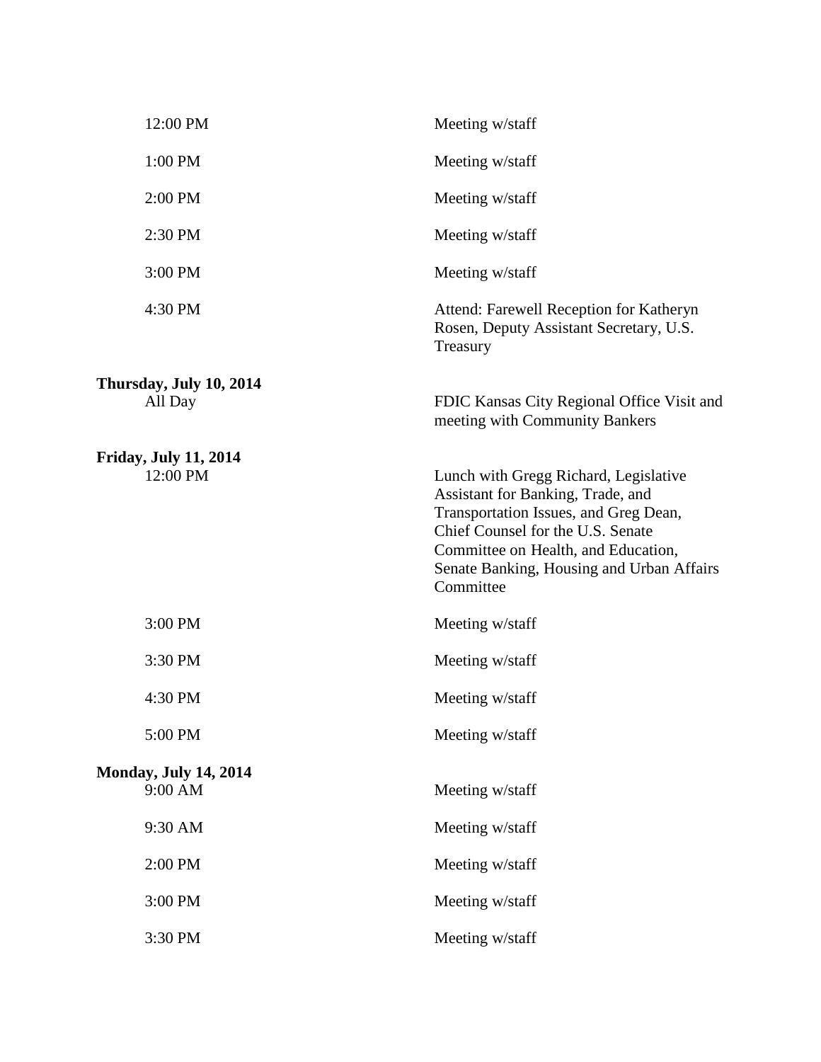| | |
|---|---|
| 12:00 PM | Meeting w/staff |
| 1:00 PM | Meeting w/staff |
| 2:00 PM | Meeting w/staff |
| 2:30 PM | Meeting w/staff |
| 3:00 PM | Meeting w/staff |
| 4:30 PM | Attend: Farewell Reception for Katheryn Rosen, Deputy Assistant Secretary, U.S. Treasury |

**Thursday, July 10, 2014**

| | |
|---|---|
| All Day | FDIC Kansas City Regional Office Visit and meeting with Community Bankers |

**Friday, July 11, 2014**

| | |
|---|---|
| 12:00 PM | Lunch with Gregg Richard, Legislative Assistant for Banking, Trade, and Transportation Issues, and Greg Dean, Chief Counsel for the U.S. Senate Committee on Health, and Education, Senate Banking, Housing and Urban Affairs Committee |
| 3:00 PM | Meeting w/staff |
| 3:30 PM | Meeting w/staff |
| 4:30 PM | Meeting w/staff |
| 5:00 PM | Meeting w/staff |

**Monday, July 14, 2014**

| | |
|---|---|
| 9:00 AM | Meeting w/staff |
| 9:30 AM | Meeting w/staff |
| 2:00 PM | Meeting w/staff |
| 3:00 PM | Meeting w/staff |
| 3:30 PM | Meeting w/staff |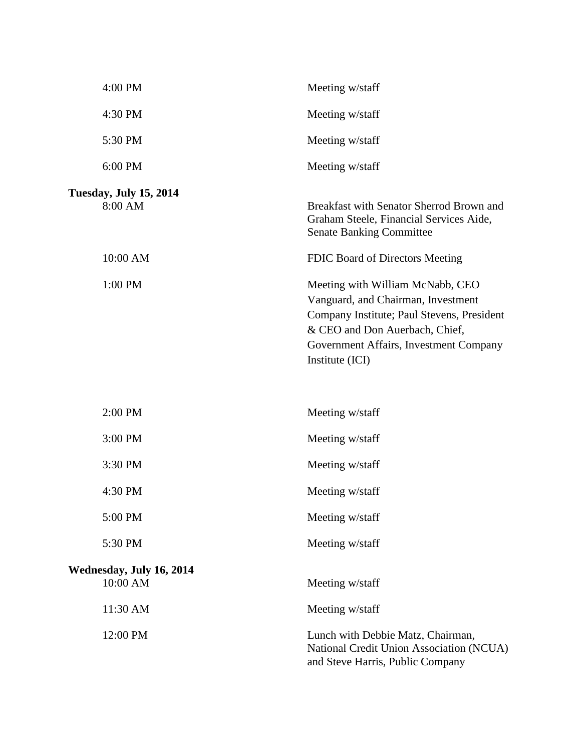| | |
|---|---|
| 4:00 PM | Meeting w/staff |
| 4:30 PM | Meeting w/staff |
| 5:30 PM | Meeting w/staff |
| 6:00 PM | Meeting w/staff |

**Tuesday, July 15, 2014**

| | |
|---|---|
| 8:00 AM | Breakfast with Senator Sherrod Brown and Graham Steele, Financial Services Aide, Senate Banking Committee |
| 10:00 AM | FDIC Board of Directors Meeting |
| 1:00 PM | Meeting with William McNabb, CEO Vanguard, and Chairman, Investment Company Institute; Paul Stevens, President & CEO and Don Auerbach, Chief, Government Affairs, Investment Company Institute (ICI) |
| 2:00 PM | Meeting w/staff |
| 3:00 PM | Meeting w/staff |
| 3:30 PM | Meeting w/staff |
| 4:30 PM | Meeting w/staff |
| 5:00 PM | Meeting w/staff |
| 5:30 PM | Meeting w/staff |

**Wednesday, July 16, 2014**

| | |
|---|---|
| 10:00 AM | Meeting w/staff |
| 11:30 AM | Meeting w/staff |
| 12:00 PM | Lunch with Debbie Matz, Chairman, National Credit Union Association (NCUA) and Steve Harris, Public Company |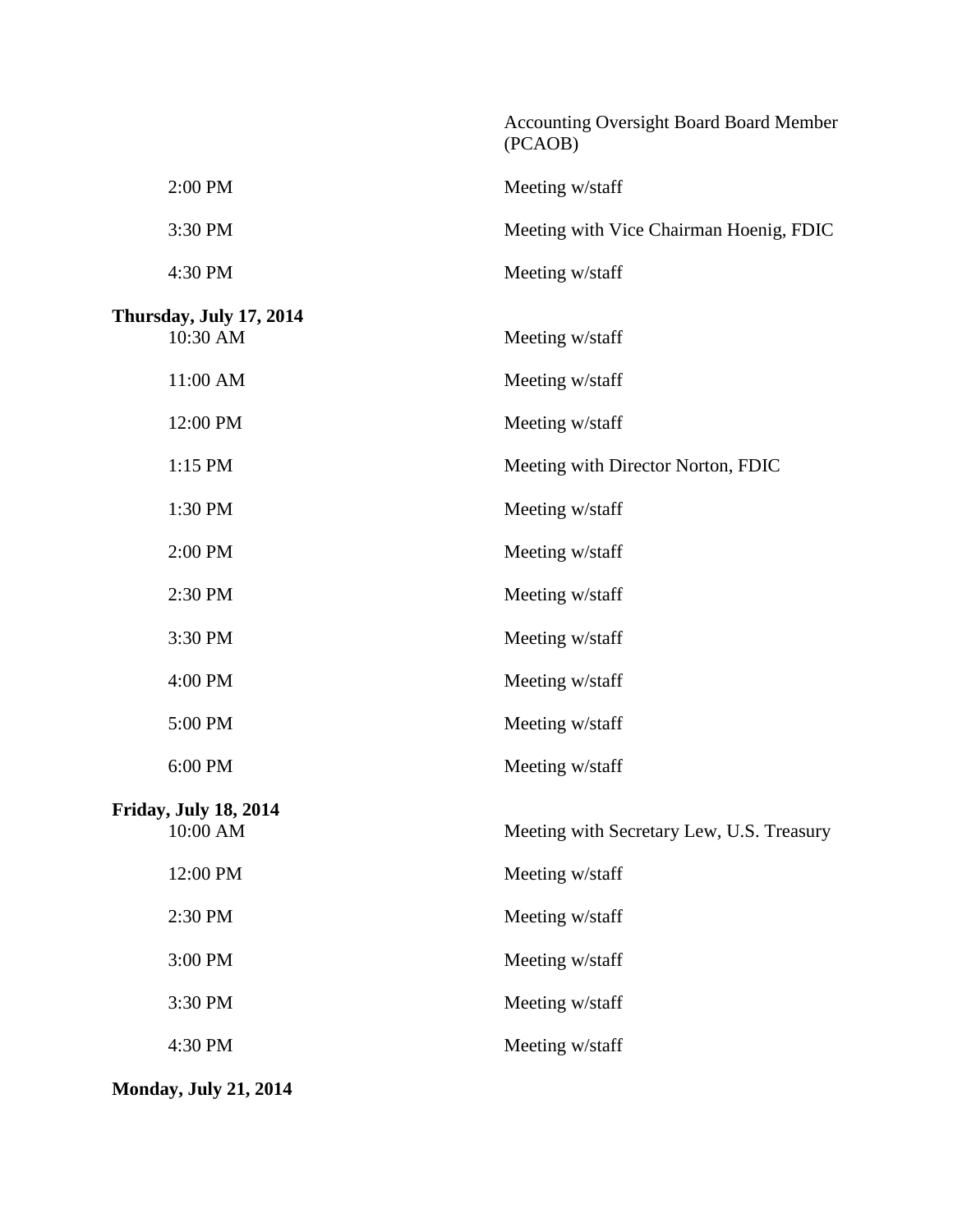| | Accounting Oversight Board Board Member (PCAOB) |
|---|---|
| 2:00 PM | Meeting w/staff |
| 3:30 PM | Meeting with Vice Chairman Hoenig, FDIC |
| 4:30 PM | Meeting w/staff |

**Thursday, July 17, 2014**

| | |
|---|---|
| 10:30 AM | Meeting w/staff |
| 11:00 AM | Meeting w/staff |
| 12:00 PM | Meeting w/staff |
| 1:15 PM | Meeting with Director Norton, FDIC |
| 1:30 PM | Meeting w/staff |
| 2:00 PM | Meeting w/staff |
| 2:30 PM | Meeting w/staff |
| 3:30 PM | Meeting w/staff |
| 4:00 PM | Meeting w/staff |
| 5:00 PM | Meeting w/staff |
| 6:00 PM | Meeting w/staff |

**Friday, July 18, 2014**

| | |
|---|---|
| 10:00 AM | Meeting with Secretary Lew, U.S. Treasury |
| 12:00 PM | Meeting w/staff |
| 2:30 PM | Meeting w/staff |
| 3:00 PM | Meeting w/staff |
| 3:30 PM | Meeting w/staff |
| 4:30 PM | Meeting w/staff |

**Monday, July 21, 2014**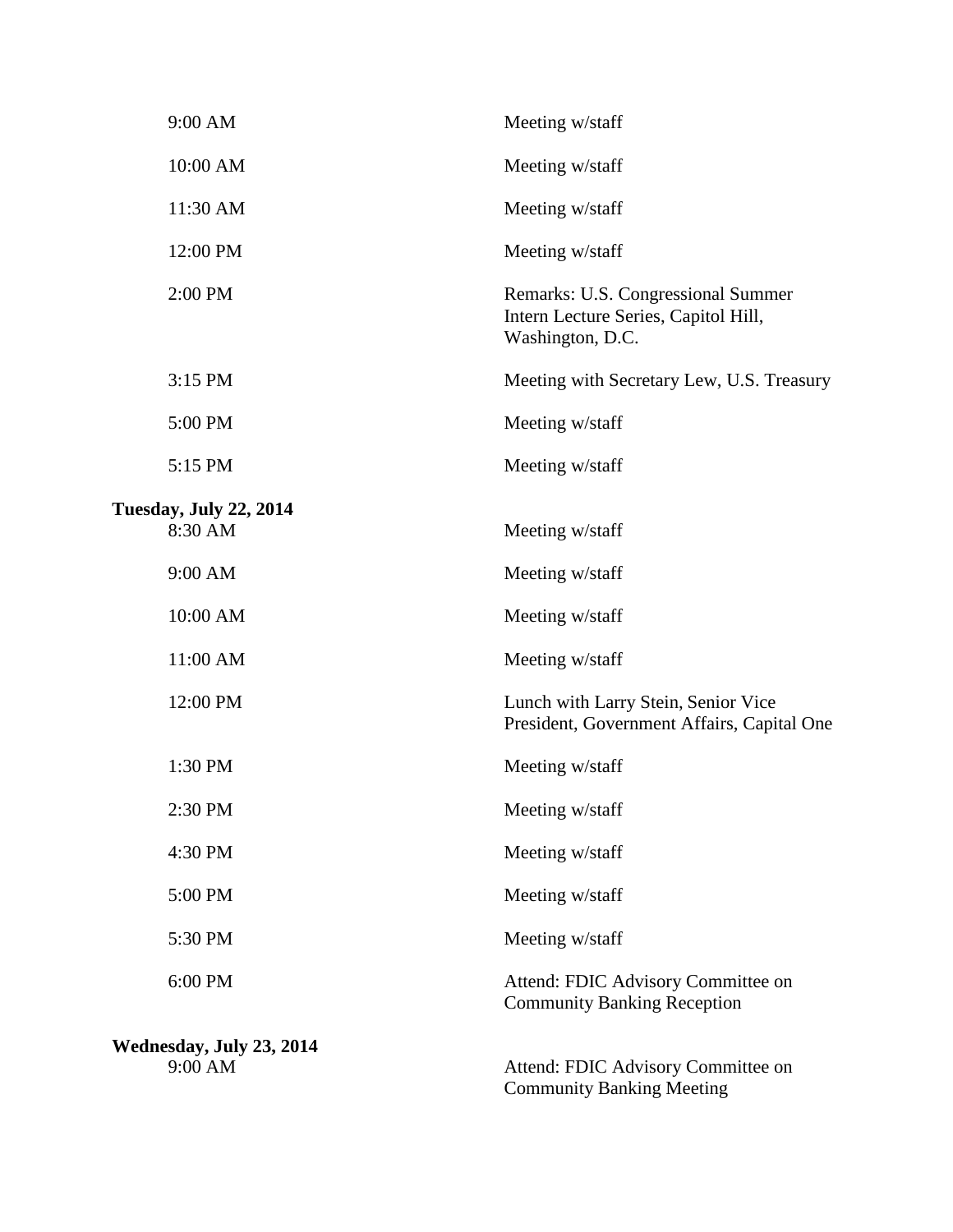| | |
|---|---|
| 9:00 AM | Meeting w/staff |
| 10:00 AM | Meeting w/staff |
| 11:30 AM | Meeting w/staff |
| 12:00 PM | Meeting w/staff |
| 2:00 PM | Remarks: U.S. Congressional Summer Intern Lecture Series, Capitol Hill, Washington, D.C. |
| 3:15 PM | Meeting with Secretary Lew, U.S. Treasury |
| 5:00 PM | Meeting w/staff |
| 5:15 PM | Meeting w/staff |

**Tuesday, July 22, 2014**

| | |
|---|---|
| 8:30 AM | Meeting w/staff |
| 9:00 AM | Meeting w/staff |
| 10:00 AM | Meeting w/staff |
| 11:00 AM | Meeting w/staff |
| 12:00 PM | Lunch with Larry Stein, Senior Vice President, Government Affairs, Capital One |
| 1:30 PM | Meeting w/staff |
| 2:30 PM | Meeting w/staff |
| 4:30 PM | Meeting w/staff |
| 5:00 PM | Meeting w/staff |
| 5:30 PM | Meeting w/staff |
| 6:00 PM | Attend: FDIC Advisory Committee on Community Banking Reception |

**Wednesday, July 23, 2014**

| | |
|---|---|
| 9:00 AM | Attend: FDIC Advisory Committee on Community Banking Meeting |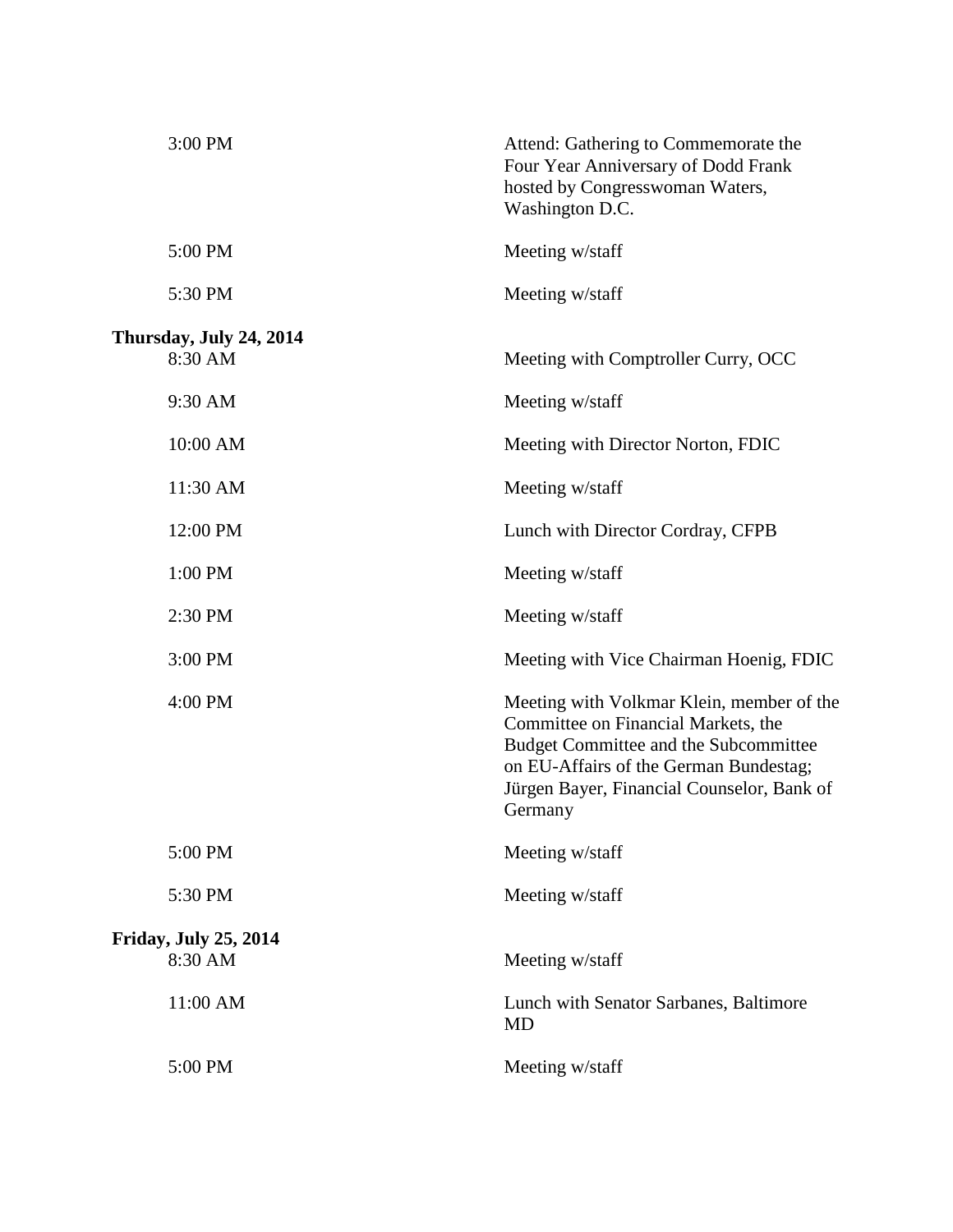| | |
|---|---|
| 3:00 PM | Attend: Gathering to Commemorate the Four Year Anniversary of Dodd Frank hosted by Congresswoman Waters, Washington D.C. |
| 5:00 PM | Meeting w/staff |
| 5:30 PM | Meeting w/staff |

**Thursday, July 24, 2014**

| | |
|---|---|
| 8:30 AM | Meeting with Comptroller Curry, OCC |
| 9:30 AM | Meeting w/staff |
| 10:00 AM | Meeting with Director Norton, FDIC |
| 11:30 AM | Meeting w/staff |
| 12:00 PM | Lunch with Director Cordray, CFPB |
| 1:00 PM | Meeting w/staff |
| 2:30 PM | Meeting w/staff |
| 3:00 PM | Meeting with Vice Chairman Hoenig, FDIC |
| 4:00 PM | Meeting with Volkmar Klein, member of the Committee on Financial Markets, the Budget Committee and the Subcommittee on EU-Affairs of the German Bundestag; Jürgen Bayer, Financial Counselor, Bank of Germany |
| 5:00 PM | Meeting w/staff |
| 5:30 PM | Meeting w/staff |

**Friday, July 25, 2014**

| | |
|---|---|
| 8:30 AM | Meeting w/staff |
| 11:00 AM | Lunch with Senator Sarbanes, Baltimore MD |
| 5:00 PM | Meeting w/staff |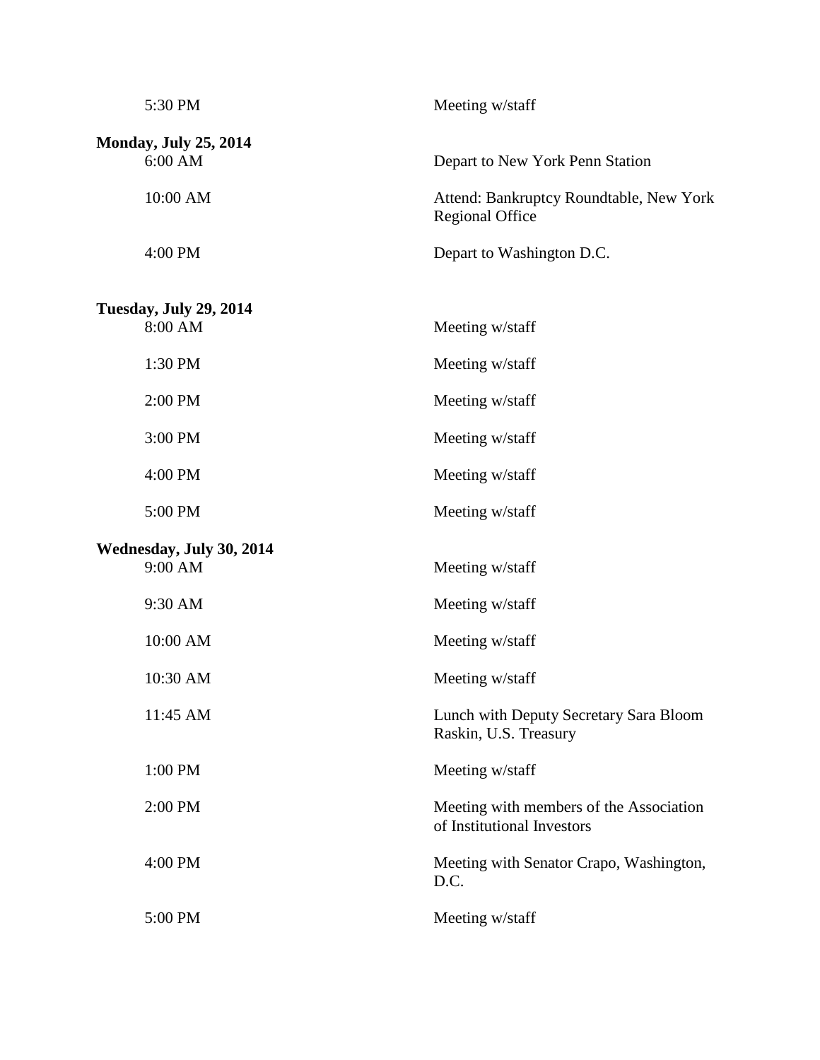| | |
|---|---|
| 5:30 PM | Meeting w/staff |

**Monday, July 25, 2014**

| | |
|---|---|
| 6:00 AM | Depart to New York Penn Station |
| 10:00 AM | Attend: Bankruptcy Roundtable, New York Regional Office |
| 4:00 PM | Depart to Washington D.C. |

**Tuesday, July 29, 2014**

| | |
|---|---|
| 8:00 AM | Meeting w/staff |
| 1:30 PM | Meeting w/staff |
| 2:00 PM | Meeting w/staff |
| 3:00 PM | Meeting w/staff |
| 4:00 PM | Meeting w/staff |
| 5:00 PM | Meeting w/staff |

**Wednesday, July 30, 2014**

| | |
|---|---|
| 9:00 AM | Meeting w/staff |
| 9:30 AM | Meeting w/staff |
| 10:00 AM | Meeting w/staff |
| 10:30 AM | Meeting w/staff |
| 11:45 AM | Lunch with Deputy Secretary Sara Bloom Raskin, U.S. Treasury |
| 1:00 PM | Meeting w/staff |
| 2:00 PM | Meeting with members of the Association of Institutional Investors |
| 4:00 PM | Meeting with Senator Crapo, Washington, D.C. |
| 5:00 PM | Meeting w/staff |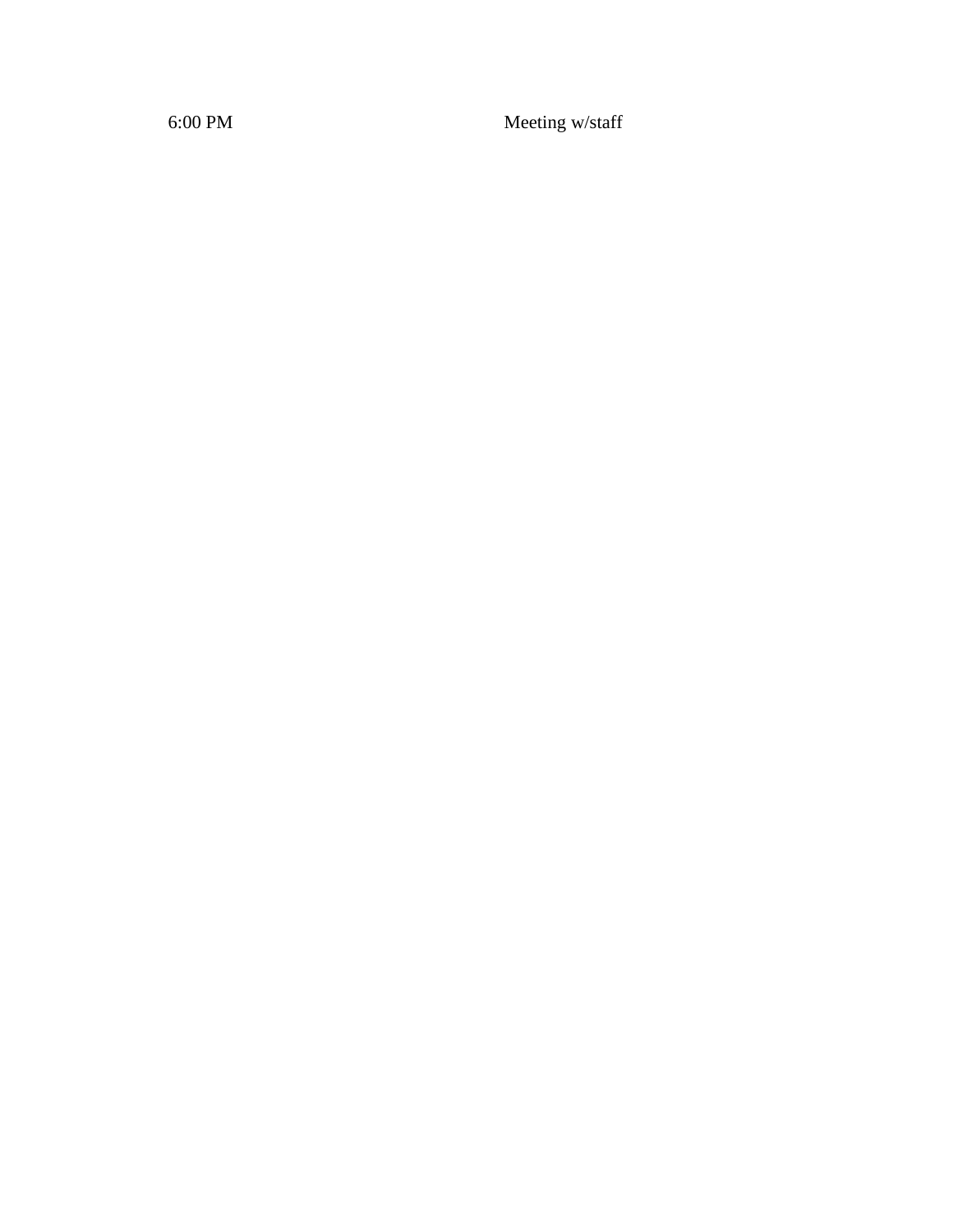| 6:00 PM | Meeting w/staff |
| --- | --- |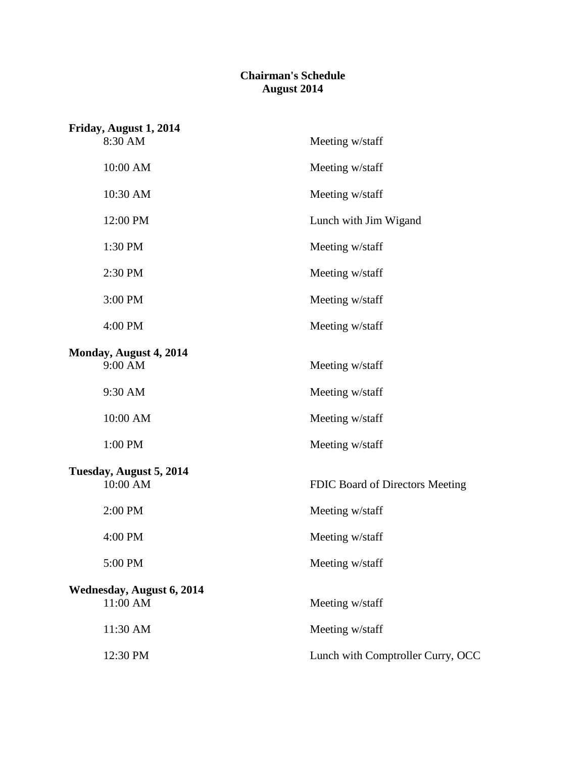**Chairman's Schedule**
**August 2014**

**Friday, August 1, 2014**

| | |
|---|---|
| 8:30 AM | Meeting w/staff |
| 10:00 AM | Meeting w/staff |
| 10:30 AM | Meeting w/staff |
| 12:00 PM | Lunch with Jim Wigand |
| 1:30 PM | Meeting w/staff |
| 2:30 PM | Meeting w/staff |
| 3:00 PM | Meeting w/staff |
| 4:00 PM | Meeting w/staff |

**Monday, August 4, 2014**

| | |
|---|---|
| 9:00 AM | Meeting w/staff |
| 9:30 AM | Meeting w/staff |
| 10:00 AM | Meeting w/staff |
| 1:00 PM | Meeting w/staff |

**Tuesday, August 5, 2014**

| | |
|---|---|
| 10:00 AM | FDIC Board of Directors Meeting |
| 2:00 PM | Meeting w/staff |
| 4:00 PM | Meeting w/staff |
| 5:00 PM | Meeting w/staff |

**Wednesday, August 6, 2014**

| | |
|---|---|
| 11:00 AM | Meeting w/staff |
| 11:30 AM | Meeting w/staff |
| 12:30 PM | Lunch with Comptroller Curry, OCC |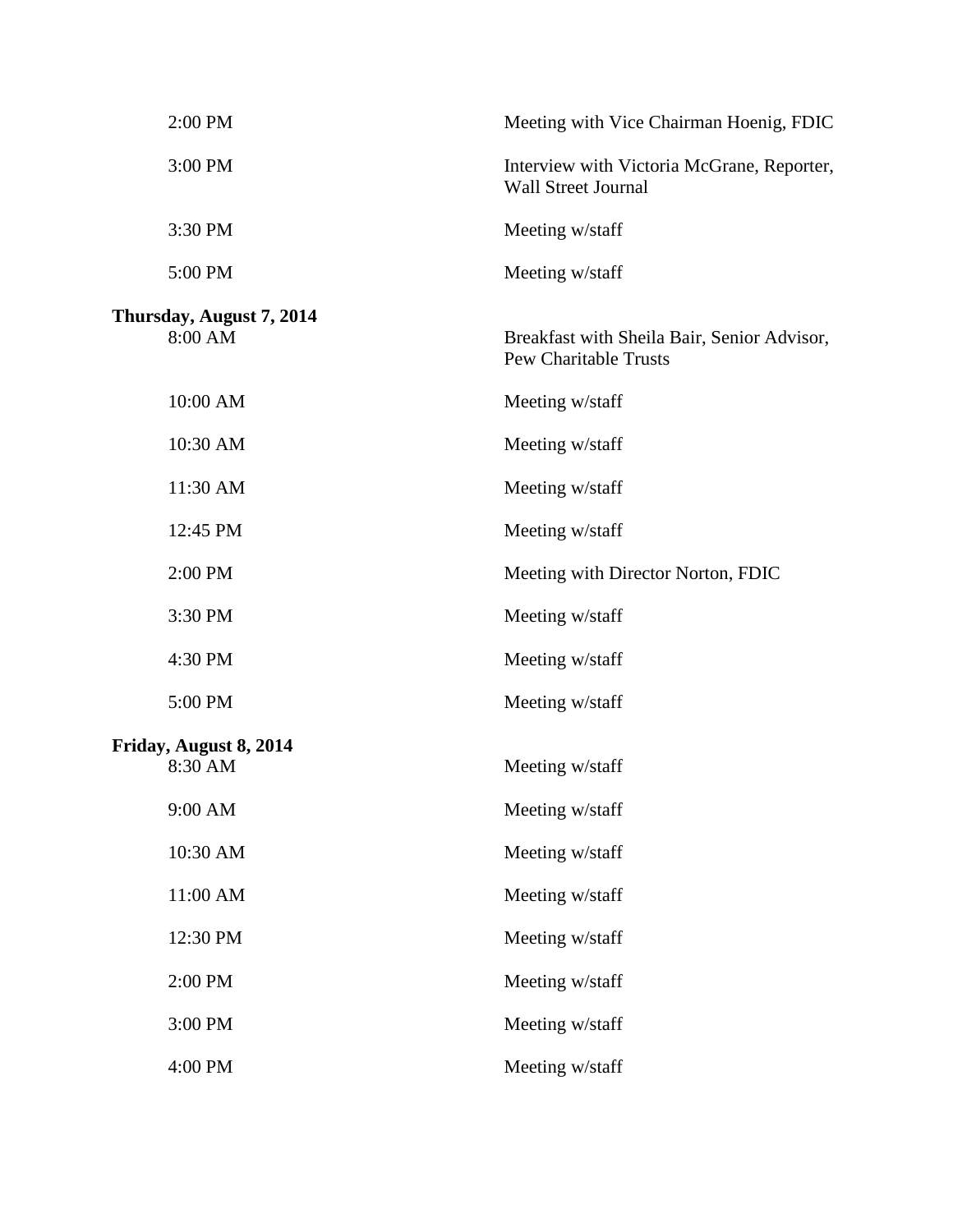| | |
|---|---|
| 2:00 PM | Meeting with Vice Chairman Hoenig, FDIC |
| 3:00 PM | Interview with Victoria McGrane, Reporter, Wall Street Journal |
| 3:30 PM | Meeting w/staff |
| 5:00 PM | Meeting w/staff |

**Thursday, August 7, 2014**

| | |
|---|---|
| 8:00 AM | Breakfast with Sheila Bair, Senior Advisor, Pew Charitable Trusts |
| 10:00 AM | Meeting w/staff |
| 10:30 AM | Meeting w/staff |
| 11:30 AM | Meeting w/staff |
| 12:45 PM | Meeting w/staff |
| 2:00 PM | Meeting with Director Norton, FDIC |
| 3:30 PM | Meeting w/staff |
| 4:30 PM | Meeting w/staff |
| 5:00 PM | Meeting w/staff |

**Friday, August 8, 2014**

| | |
|---|---|
| 8:30 AM | Meeting w/staff |
| 9:00 AM | Meeting w/staff |
| 10:30 AM | Meeting w/staff |
| 11:00 AM | Meeting w/staff |
| 12:30 PM | Meeting w/staff |
| 2:00 PM | Meeting w/staff |
| 3:00 PM | Meeting w/staff |
| 4:00 PM | Meeting w/staff |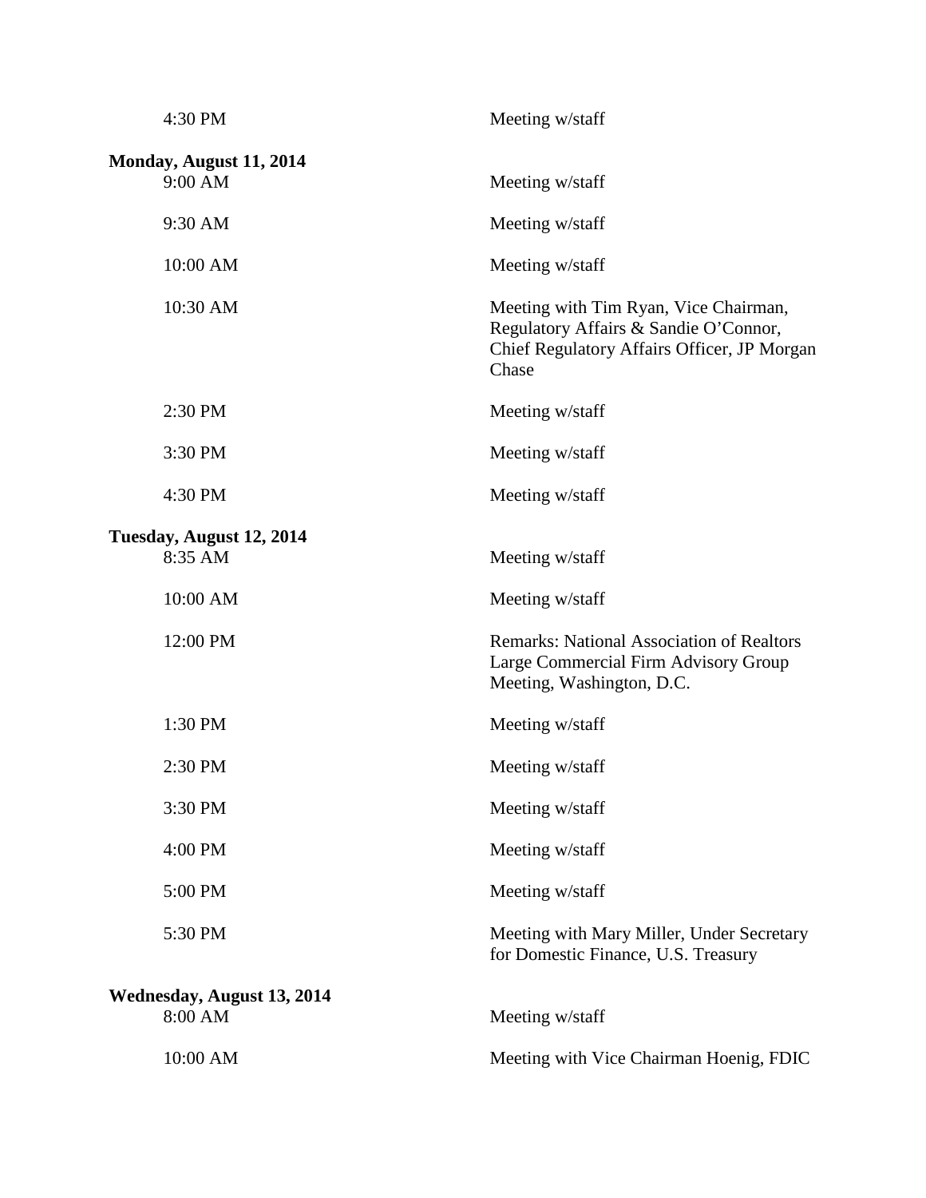| | |
|---|---|
| 4:30 PM | Meeting w/staff |

**Monday, August 11, 2014**

| | |
|---|---|
| 9:00 AM | Meeting w/staff |
| 9:30 AM | Meeting w/staff |
| 10:00 AM | Meeting w/staff |
| 10:30 AM | Meeting with Tim Ryan, Vice Chairman, Regulatory Affairs & Sandie O'Connor, Chief Regulatory Affairs Officer, JP Morgan Chase |
| 2:30 PM | Meeting w/staff |
| 3:30 PM | Meeting w/staff |
| 4:30 PM | Meeting w/staff |

**Tuesday, August 12, 2014**

| | |
|---|---|
| 8:35 AM | Meeting w/staff |
| 10:00 AM | Meeting w/staff |
| 12:00 PM | Remarks: National Association of Realtors Large Commercial Firm Advisory Group Meeting, Washington, D.C. |
| 1:30 PM | Meeting w/staff |
| 2:30 PM | Meeting w/staff |
| 3:30 PM | Meeting w/staff |
| 4:00 PM | Meeting w/staff |
| 5:00 PM | Meeting w/staff |
| 5:30 PM | Meeting with Mary Miller, Under Secretary for Domestic Finance, U.S. Treasury |

**Wednesday, August 13, 2014**

| | |
|---|---|
| 8:00 AM | Meeting w/staff |
| 10:00 AM | Meeting with Vice Chairman Hoenig, FDIC |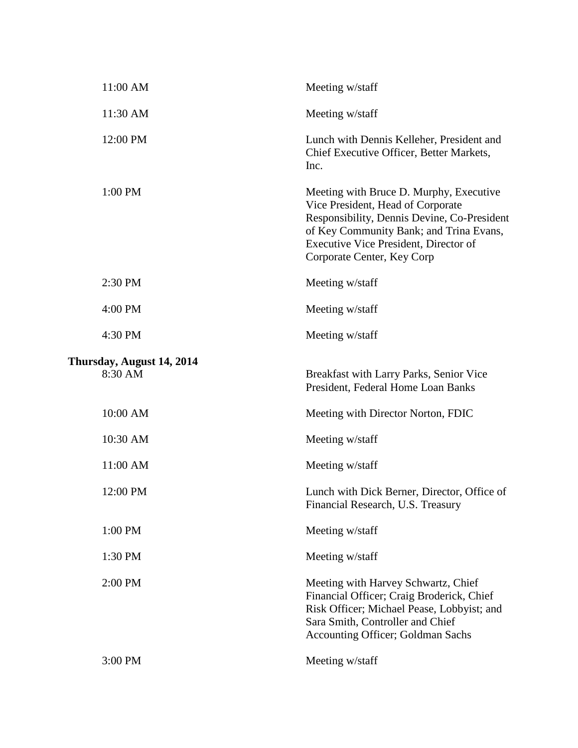| | |
|---|---|
| 11:00 AM | Meeting w/staff |
| 11:30 AM | Meeting w/staff |
| 12:00 PM | Lunch with Dennis Kelleher, President and Chief Executive Officer, Better Markets, Inc. |
| 1:00 PM | Meeting with Bruce D. Murphy, Executive Vice President, Head of Corporate Responsibility, Dennis Devine, Co-President of Key Community Bank; and Trina Evans, Executive Vice President, Director of Corporate Center, Key Corp |
| 2:30 PM | Meeting w/staff |
| 4:00 PM | Meeting w/staff |
| 4:30 PM | Meeting w/staff |

**Thursday, August 14, 2014**

| | |
|---|---|
| 8:30 AM | Breakfast with Larry Parks, Senior Vice President, Federal Home Loan Banks |
| 10:00 AM | Meeting with Director Norton, FDIC |
| 10:30 AM | Meeting w/staff |
| 11:00 AM | Meeting w/staff |
| 12:00 PM | Lunch with Dick Berner, Director, Office of Financial Research, U.S. Treasury |
| 1:00 PM | Meeting w/staff |
| 1:30 PM | Meeting w/staff |
| 2:00 PM | Meeting with Harvey Schwartz, Chief Financial Officer; Craig Broderick, Chief Risk Officer; Michael Pease, Lobbyist; and Sara Smith, Controller and Chief Accounting Officer; Goldman Sachs |
| 3:00 PM | Meeting w/staff |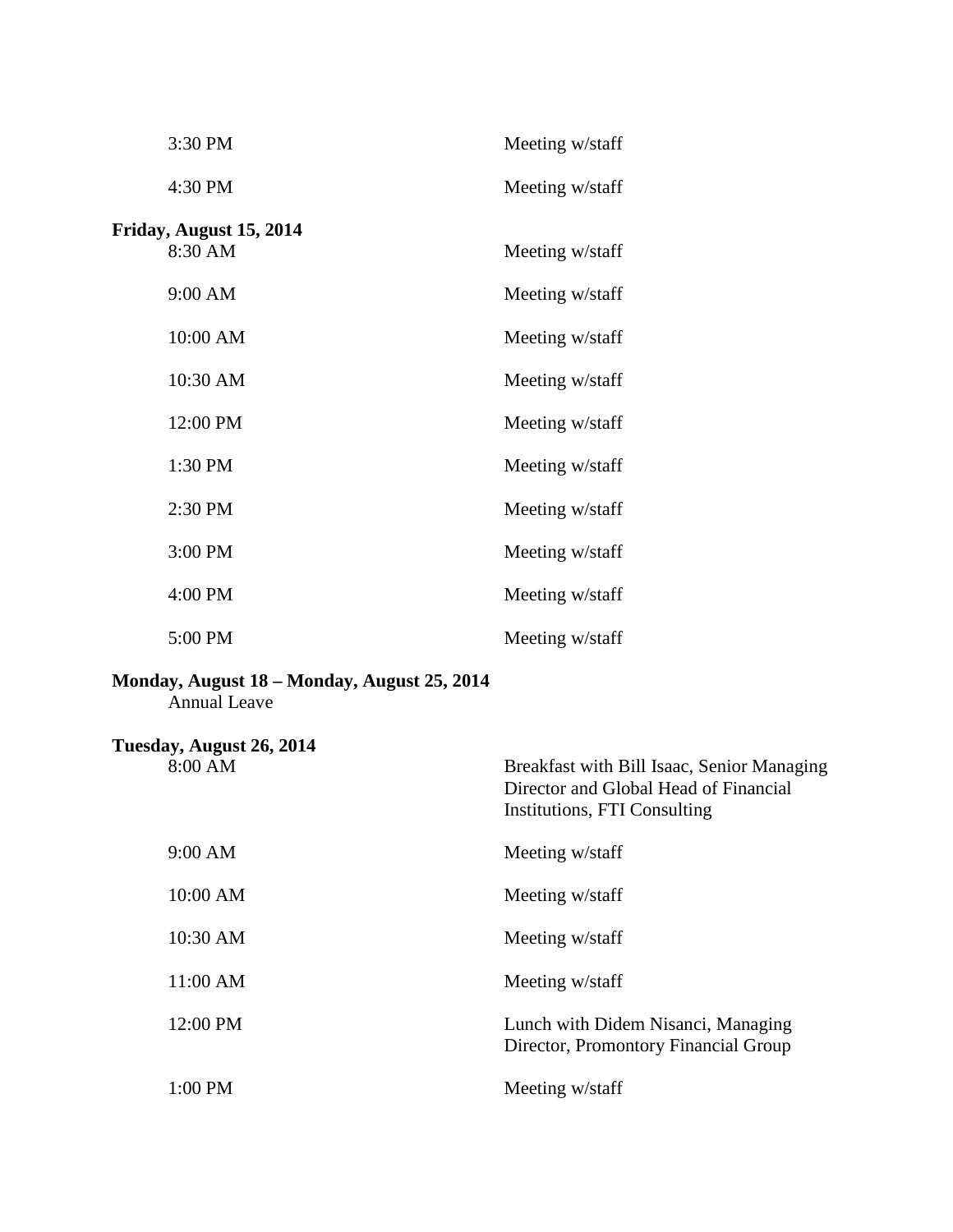| | |
|---|---|
| 3:30 PM | Meeting w/staff |
| 4:30 PM | Meeting w/staff |

**Friday, August 15, 2014**

| | |
|---|---|
| 8:30 AM | Meeting w/staff |
| 9:00 AM | Meeting w/staff |
| 10:00 AM | Meeting w/staff |
| 10:30 AM | Meeting w/staff |
| 12:00 PM | Meeting w/staff |
| 1:30 PM | Meeting w/staff |
| 2:30 PM | Meeting w/staff |
| 3:00 PM | Meeting w/staff |
| 4:00 PM | Meeting w/staff |
| 5:00 PM | Meeting w/staff |

**Monday, August 18 – Monday, August 25, 2014**

Annual Leave

**Tuesday, August 26, 2014**

| | |
|---|---|
| 8:00 AM | Breakfast with Bill Isaac, Senior Managing Director and Global Head of Financial Institutions, FTI Consulting |
| 9:00 AM | Meeting w/staff |
| 10:00 AM | Meeting w/staff |
| 10:30 AM | Meeting w/staff |
| 11:00 AM | Meeting w/staff |
| 12:00 PM | Lunch with Didem Nisanci, Managing Director, Promontory Financial Group |
| 1:00 PM | Meeting w/staff |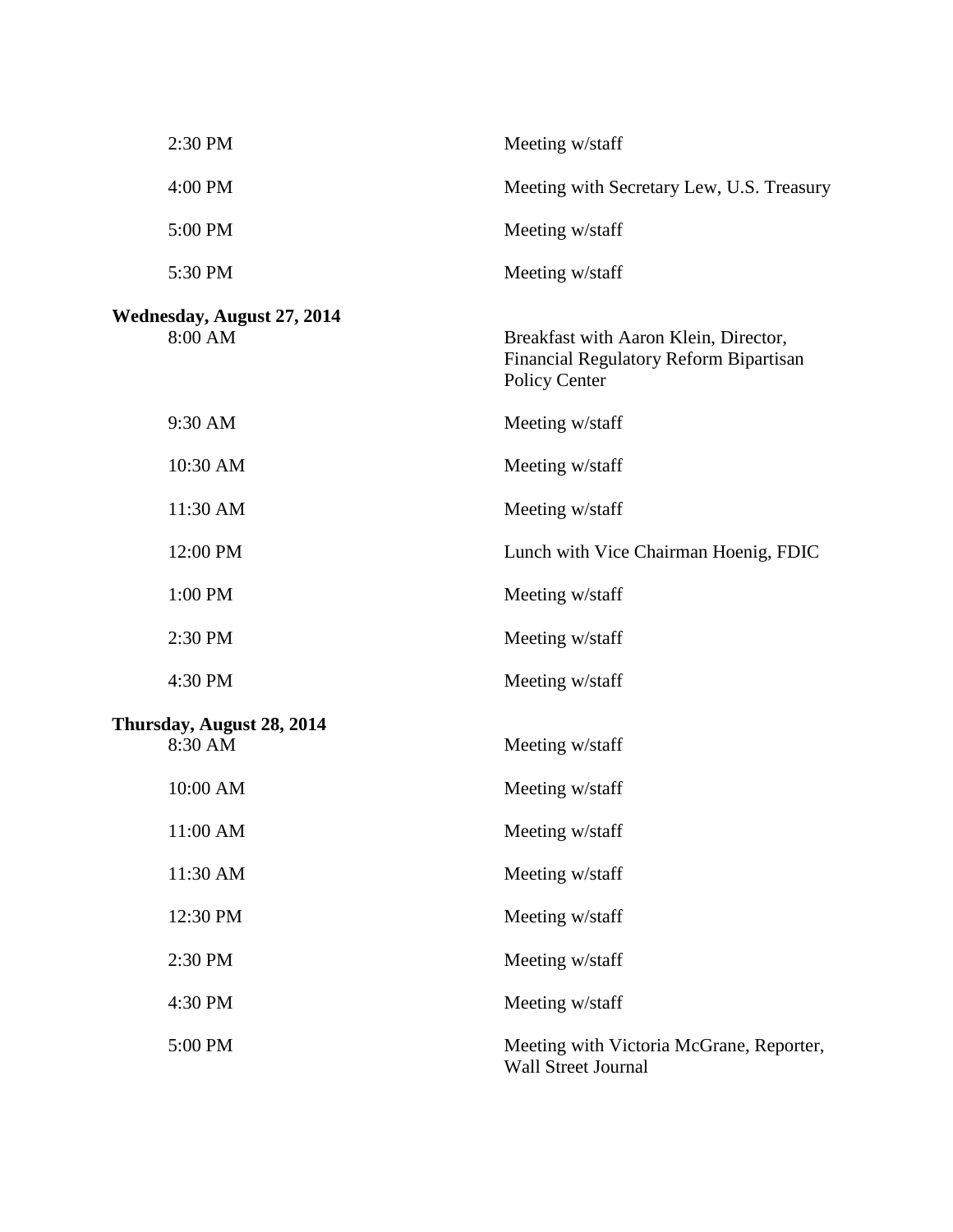| | |
|---|---|
| 2:30 PM | Meeting w/staff |
| 4:00 PM | Meeting with Secretary Lew, U.S. Treasury |
| 5:00 PM | Meeting w/staff |
| 5:30 PM | Meeting w/staff |

**Wednesday, August 27, 2014**

| | |
|---|---|
| 8:00 AM | Breakfast with Aaron Klein, Director, Financial Regulatory Reform Bipartisan Policy Center |
| 9:30 AM | Meeting w/staff |
| 10:30 AM | Meeting w/staff |
| 11:30 AM | Meeting w/staff |
| 12:00 PM | Lunch with Vice Chairman Hoenig, FDIC |
| 1:00 PM | Meeting w/staff |
| 2:30 PM | Meeting w/staff |
| 4:30 PM | Meeting w/staff |

**Thursday, August 28, 2014**

| | |
|---|---|
| 8:30 AM | Meeting w/staff |
| 10:00 AM | Meeting w/staff |
| 11:00 AM | Meeting w/staff |
| 11:30 AM | Meeting w/staff |
| 12:30 PM | Meeting w/staff |
| 2:30 PM | Meeting w/staff |
| 4:30 PM | Meeting w/staff |
| 5:00 PM | Meeting with Victoria McGrane, Reporter, Wall Street Journal |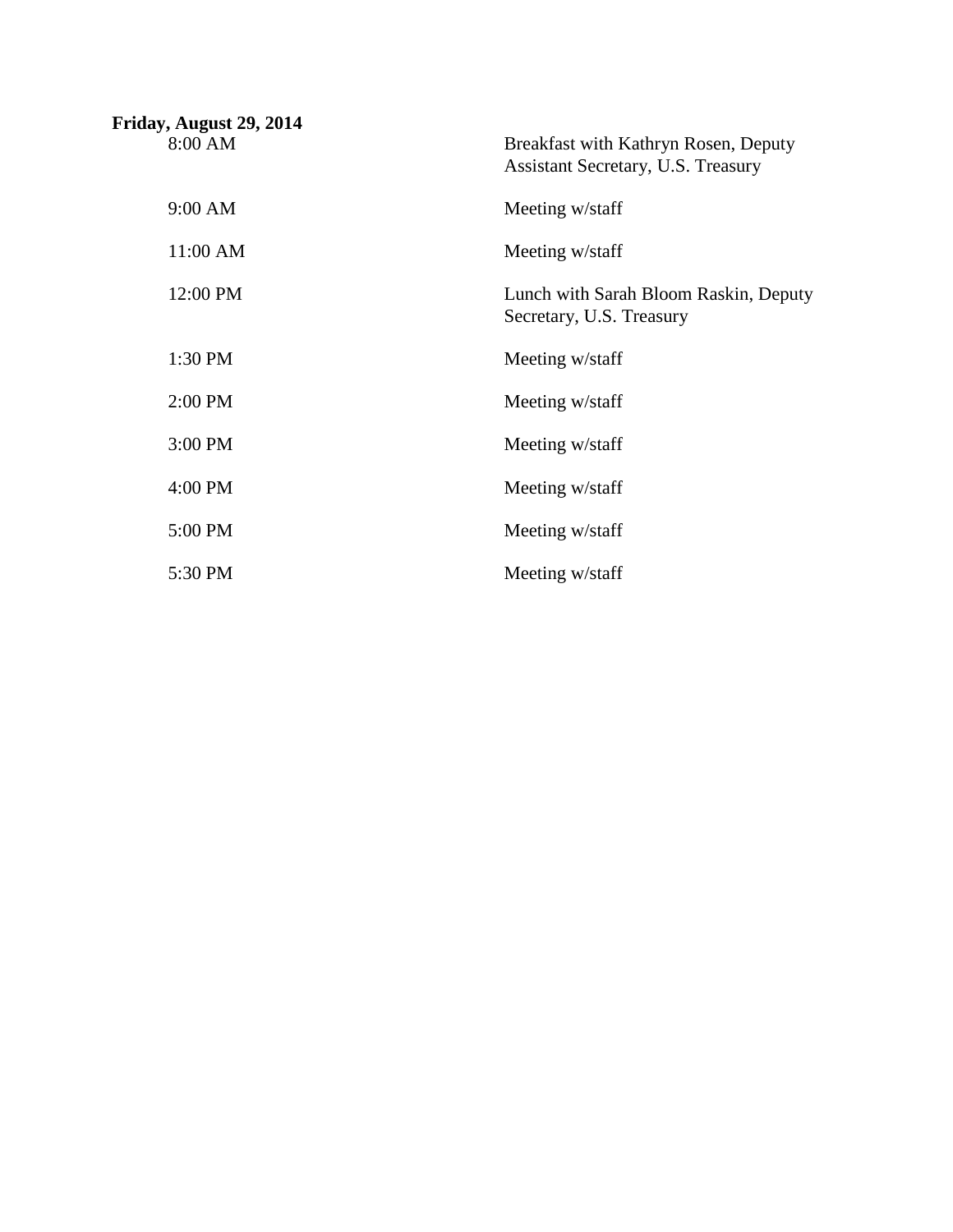**Friday, August 29, 2014**

| | |
|---|---|
| 8:00 AM | Breakfast with Kathryn Rosen, Deputy Assistant Secretary, U.S. Treasury |
| 9:00 AM | Meeting w/staff |
| 11:00 AM | Meeting w/staff |
| 12:00 PM | Lunch with Sarah Bloom Raskin, Deputy Secretary, U.S. Treasury |
| 1:30 PM | Meeting w/staff |
| 2:00 PM | Meeting w/staff |
| 3:00 PM | Meeting w/staff |
| 4:00 PM | Meeting w/staff |
| 5:00 PM | Meeting w/staff |
| 5:30 PM | Meeting w/staff |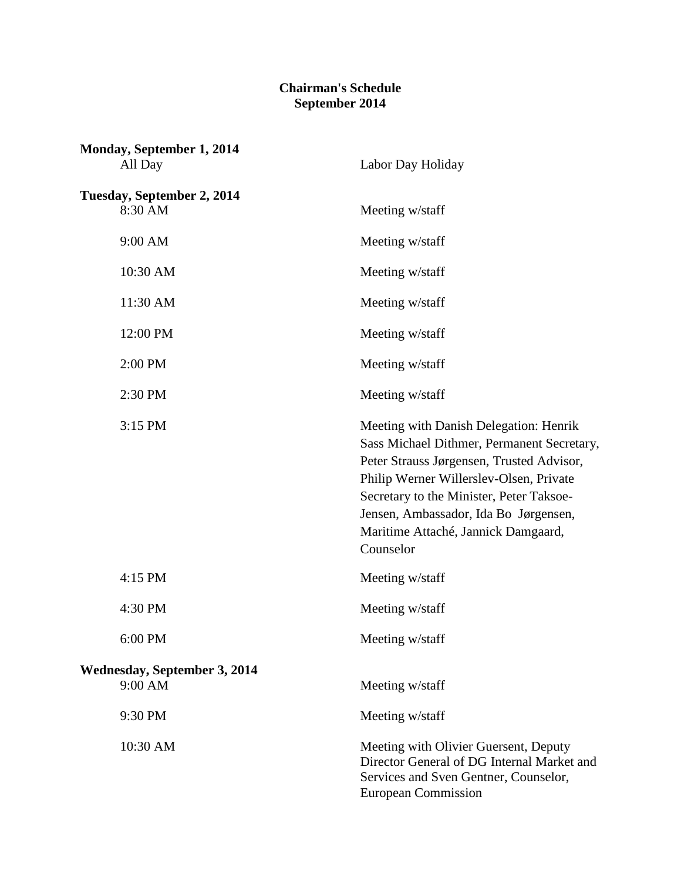**Chairman's Schedule**
**September 2014**

**Monday, September 1, 2014**

| | |
|---|---|
| All Day | Labor Day Holiday |

**Tuesday, September 2, 2014**

| | |
|---|---|
| 8:30 AM | Meeting w/staff |
| 9:00 AM | Meeting w/staff |
| 10:30 AM | Meeting w/staff |
| 11:30 AM | Meeting w/staff |
| 12:00 PM | Meeting w/staff |
| 2:00 PM | Meeting w/staff |
| 2:30 PM | Meeting w/staff |
| 3:15 PM | Meeting with Danish Delegation: Henrik Sass Michael Dithmer, Permanent Secretary, Peter Strauss Jørgensen, Trusted Advisor, Philip Werner Willerslev-Olsen, Private Secretary to the Minister, Peter Taksoe-Jensen, Ambassador, Ida Bo Jørgensen, Maritime Attaché, Jannick Damgaard, Counselor |
| 4:15 PM | Meeting w/staff |
| 4:30 PM | Meeting w/staff |
| 6:00 PM | Meeting w/staff |

**Wednesday, September 3, 2014**

| | |
|---|---|
| 9:00 AM | Meeting w/staff |
| 9:30 PM | Meeting w/staff |
| 10:30 AM | Meeting with Olivier Guersent, Deputy Director General of DG Internal Market and Services and Sven Gentner, Counselor, European Commission |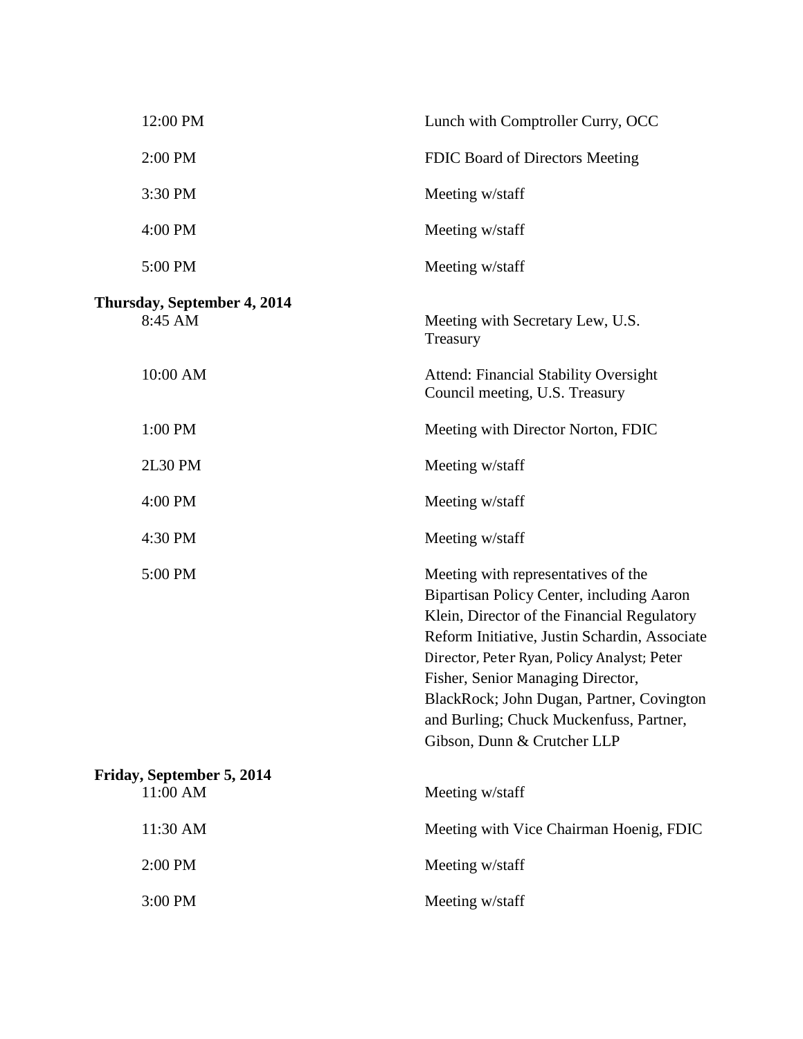| | |
|---|---|
| 12:00 PM | Lunch with Comptroller Curry, OCC |
| 2:00 PM | FDIC Board of Directors Meeting |
| 3:30 PM | Meeting w/staff |
| 4:00 PM | Meeting w/staff |
| 5:00 PM | Meeting w/staff |

**Thursday, September 4, 2014**

| | |
|---|---|
| 8:45 AM | Meeting with Secretary Lew, U.S. Treasury |
| 10:00 AM | Attend: Financial Stability Oversight Council meeting, U.S. Treasury |
| 1:00 PM | Meeting with Director Norton, FDIC |
| 2L30 PM | Meeting w/staff |
| 4:00 PM | Meeting w/staff |
| 4:30 PM | Meeting w/staff |
| 5:00 PM | Meeting with representatives of the Bipartisan Policy Center, including Aaron Klein, Director of the Financial Regulatory Reform Initiative, Justin Schardin, Associate Director, Peter Ryan, Policy Analyst; Peter Fisher, Senior Managing Director, BlackRock; John Dugan, Partner, Covington and Burling; Chuck Muckenfuss, Partner, Gibson, Dunn & Crutcher LLP |

**Friday, September 5, 2014**

| | |
|---|---|
| 11:00 AM | Meeting w/staff |
| 11:30 AM | Meeting with Vice Chairman Hoenig, FDIC |
| 2:00 PM | Meeting w/staff |
| 3:00 PM | Meeting w/staff |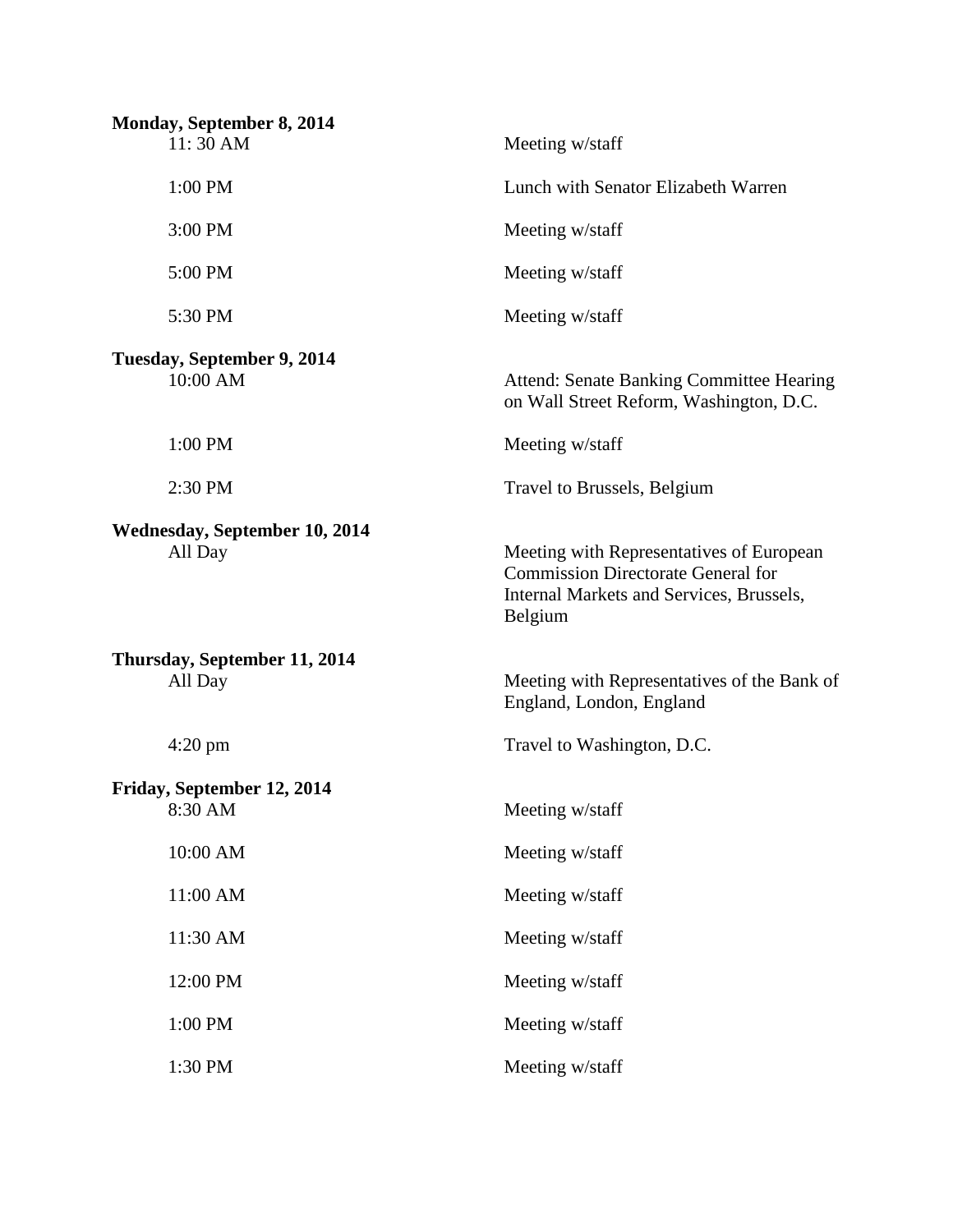**Monday, September 8, 2014**

| | |
|---|---|
| 11: 30 AM | Meeting w/staff |
| 1:00 PM | Lunch with Senator Elizabeth Warren |
| 3:00 PM | Meeting w/staff |
| 5:00 PM | Meeting w/staff |
| 5:30 PM | Meeting w/staff |

**Tuesday, September 9, 2014**

| | |
|---|---|
| 10:00 AM | Attend: Senate Banking Committee Hearing on Wall Street Reform, Washington, D.C. |
| 1:00 PM | Meeting w/staff |
| 2:30 PM | Travel to Brussels, Belgium |

**Wednesday, September 10, 2014**

| | |
|---|---|
| All Day | Meeting with Representatives of European Commission Directorate General for Internal Markets and Services, Brussels, Belgium |

**Thursday, September 11, 2014**

| | |
|---|---|
| All Day | Meeting with Representatives of the Bank of England, London, England |
| 4:20 pm | Travel to Washington, D.C. |

**Friday, September 12, 2014**

| | |
|---|---|
| 8:30 AM | Meeting w/staff |
| 10:00 AM | Meeting w/staff |
| 11:00 AM | Meeting w/staff |
| 11:30 AM | Meeting w/staff |
| 12:00 PM | Meeting w/staff |
| 1:00 PM | Meeting w/staff |
| 1:30 PM | Meeting w/staff |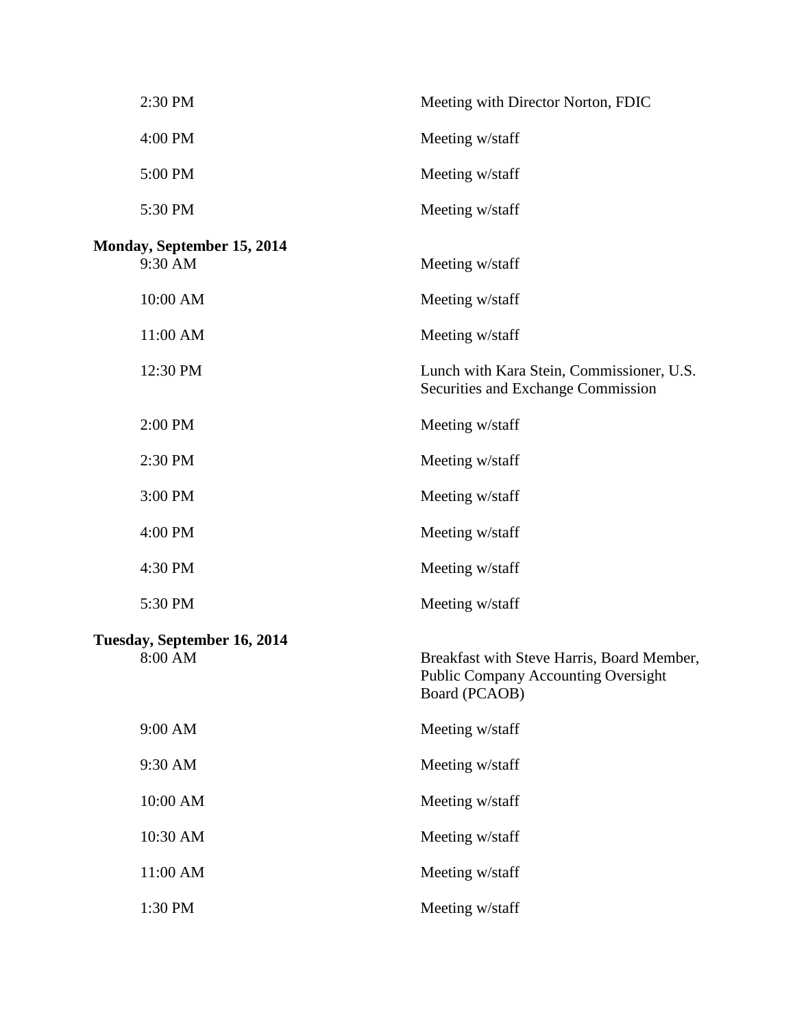| | |
|---|---|
| 2:30 PM | Meeting with Director Norton, FDIC |
| 4:00 PM | Meeting w/staff |
| 5:00 PM | Meeting w/staff |
| 5:30 PM | Meeting w/staff |

**Monday, September 15, 2014**

| | |
|---|---|
| 9:30 AM | Meeting w/staff |
| 10:00 AM | Meeting w/staff |
| 11:00 AM | Meeting w/staff |
| 12:30 PM | Lunch with Kara Stein, Commissioner, U.S. Securities and Exchange Commission |
| 2:00 PM | Meeting w/staff |
| 2:30 PM | Meeting w/staff |
| 3:00 PM | Meeting w/staff |
| 4:00 PM | Meeting w/staff |
| 4:30 PM | Meeting w/staff |
| 5:30 PM | Meeting w/staff |

**Tuesday, September 16, 2014**

| | |
|---|---|
| 8:00 AM | Breakfast with Steve Harris, Board Member, Public Company Accounting Oversight Board (PCAOB) |
| 9:00 AM | Meeting w/staff |
| 9:30 AM | Meeting w/staff |
| 10:00 AM | Meeting w/staff |
| 10:30 AM | Meeting w/staff |
| 11:00 AM | Meeting w/staff |
| 1:30 PM | Meeting w/staff |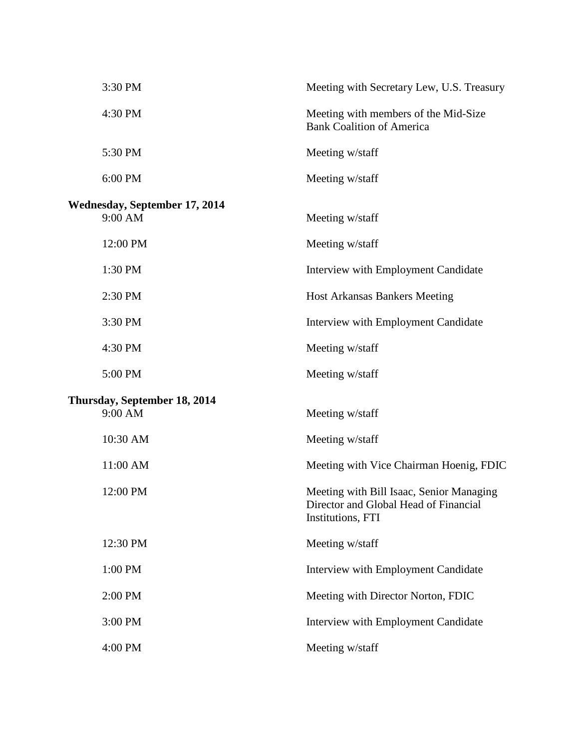| | |
|---|---|
| 3:30 PM | Meeting with Secretary Lew, U.S. Treasury |
| 4:30 PM | Meeting with members of the Mid-Size Bank Coalition of America |
| 5:30 PM | Meeting w/staff |
| 6:00 PM | Meeting w/staff |

**Wednesday, September 17, 2014**

| | |
|---|---|
| 9:00 AM | Meeting w/staff |
| 12:00 PM | Meeting w/staff |
| 1:30 PM | Interview with Employment Candidate |
| 2:30 PM | Host Arkansas Bankers Meeting |
| 3:30 PM | Interview with Employment Candidate |
| 4:30 PM | Meeting w/staff |
| 5:00 PM | Meeting w/staff |

**Thursday, September 18, 2014**

| | |
|---|---|
| 9:00 AM | Meeting w/staff |
| 10:30 AM | Meeting w/staff |
| 11:00 AM | Meeting with Vice Chairman Hoenig, FDIC |
| 12:00 PM | Meeting with Bill Isaac, Senior Managing Director and Global Head of Financial Institutions, FTI |
| 12:30 PM | Meeting w/staff |
| 1:00 PM | Interview with Employment Candidate |
| 2:00 PM | Meeting with Director Norton, FDIC |
| 3:00 PM | Interview with Employment Candidate |
| 4:00 PM | Meeting w/staff |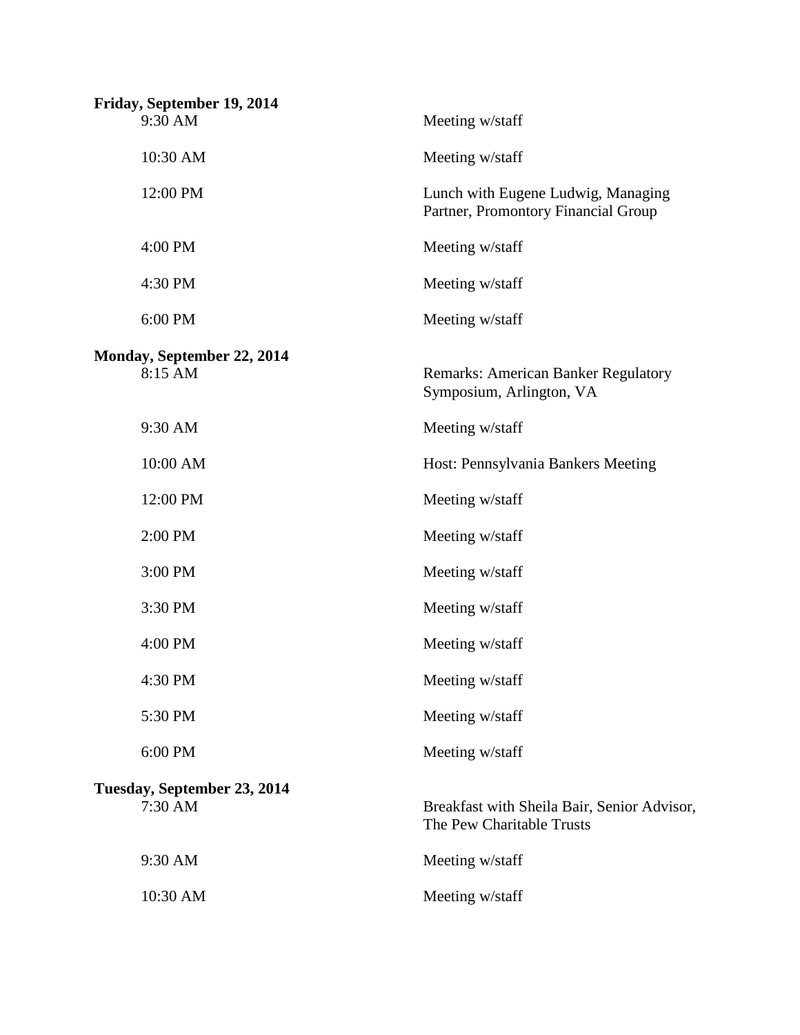**Friday, September 19, 2014**

| | |
|---|---|
| 9:30 AM | Meeting w/staff |
| 10:30 AM | Meeting w/staff |
| 12:00 PM | Lunch with Eugene Ludwig, Managing Partner, Promontory Financial Group |
| 4:00 PM | Meeting w/staff |
| 4:30 PM | Meeting w/staff |
| 6:00 PM | Meeting w/staff |

**Monday, September 22, 2014**

| | |
|---|---|
| 8:15 AM | Remarks: American Banker Regulatory Symposium, Arlington, VA |
| 9:30 AM | Meeting w/staff |
| 10:00 AM | Host: Pennsylvania Bankers Meeting |
| 12:00 PM | Meeting w/staff |
| 2:00 PM | Meeting w/staff |
| 3:00 PM | Meeting w/staff |
| 3:30 PM | Meeting w/staff |
| 4:00 PM | Meeting w/staff |
| 4:30 PM | Meeting w/staff |
| 5:30 PM | Meeting w/staff |
| 6:00 PM | Meeting w/staff |

**Tuesday, September 23, 2014**

| | |
|---|---|
| 7:30 AM | Breakfast with Sheila Bair, Senior Advisor, The Pew Charitable Trusts |
| 9:30 AM | Meeting w/staff |
| 10:30 AM | Meeting w/staff |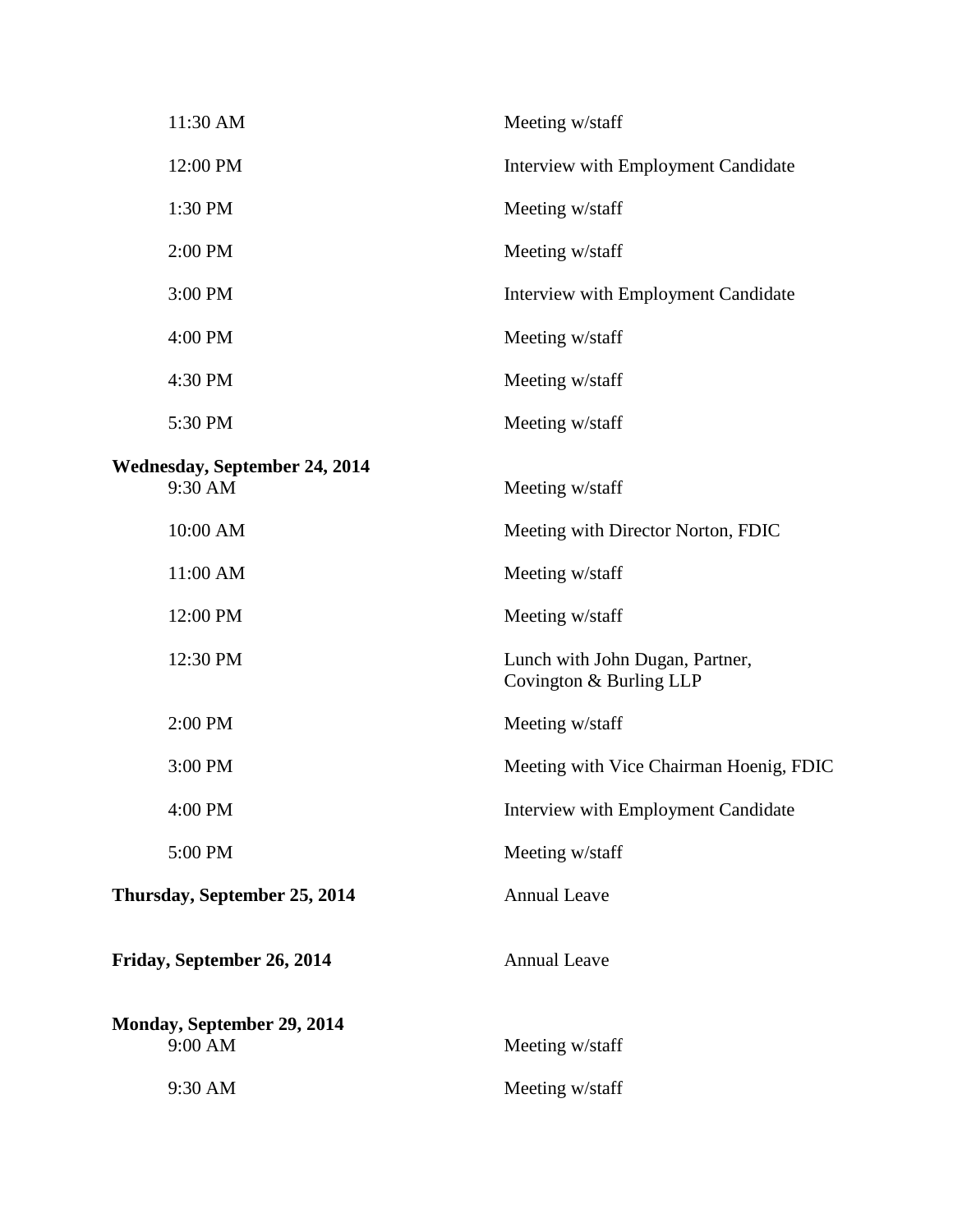| | |
|---|---|
| 11:30 AM | Meeting w/staff |
| 12:00 PM | Interview with Employment Candidate |
| 1:30 PM | Meeting w/staff |
| 2:00 PM | Meeting w/staff |
| 3:00 PM | Interview with Employment Candidate |
| 4:00 PM | Meeting w/staff |
| 4:30 PM | Meeting w/staff |
| 5:30 PM | Meeting w/staff |
| **Wednesday, September 24, 2014** | |
| 9:30 AM | Meeting w/staff |
| 10:00 AM | Meeting with Director Norton, FDIC |
| 11:00 AM | Meeting w/staff |
| 12:00 PM | Meeting w/staff |
| 12:30 PM | Lunch with John Dugan, Partner, Covington & Burling LLP |
| 2:00 PM | Meeting w/staff |
| 3:00 PM | Meeting with Vice Chairman Hoenig, FDIC |
| 4:00 PM | Interview with Employment Candidate |
| 5:00 PM | Meeting w/staff |
| **Thursday, September 25, 2014** | Annual Leave |
| **Friday, September 26, 2014** | Annual Leave |
| **Monday, September 29, 2014** | |
| 9:00 AM | Meeting w/staff |
| 9:30 AM | Meeting w/staff |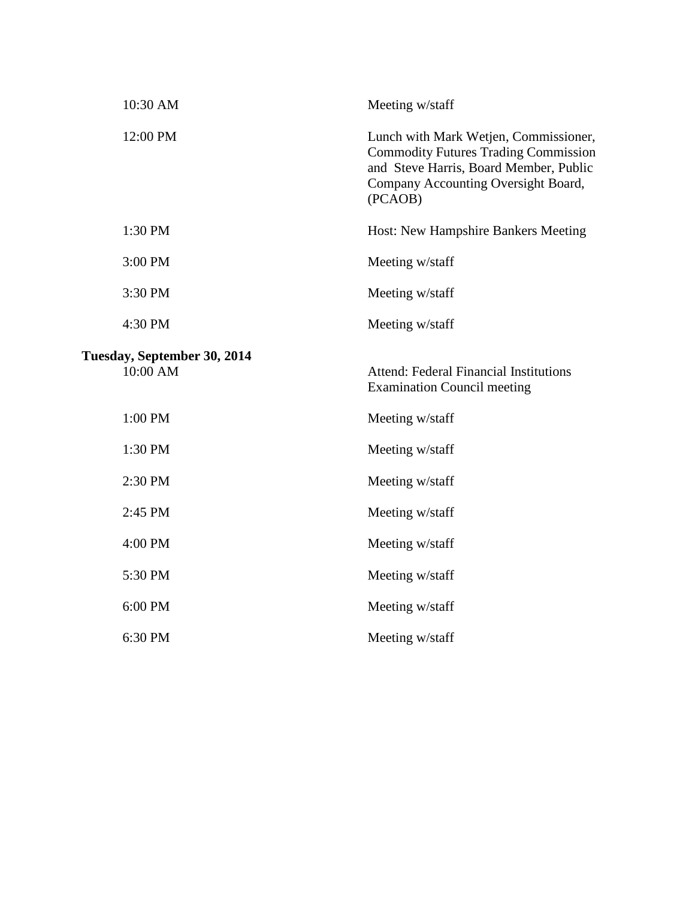| | |
|---|---|
| 10:30 AM | Meeting w/staff |
| 12:00 PM | Lunch with Mark Wetjen, Commissioner, Commodity Futures Trading Commission and Steve Harris, Board Member, Public Company Accounting Oversight Board, (PCAOB) |
| 1:30 PM | Host: New Hampshire Bankers Meeting |
| 3:00 PM | Meeting w/staff |
| 3:30 PM | Meeting w/staff |
| 4:30 PM | Meeting w/staff |

**Tuesday, September 30, 2014**

| | |
|---|---|
| 10:00 AM | Attend: Federal Financial Institutions Examination Council meeting |
| 1:00 PM | Meeting w/staff |
| 1:30 PM | Meeting w/staff |
| 2:30 PM | Meeting w/staff |
| 2:45 PM | Meeting w/staff |
| 4:00 PM | Meeting w/staff |
| 5:30 PM | Meeting w/staff |
| 6:00 PM | Meeting w/staff |
| 6:30 PM | Meeting w/staff |